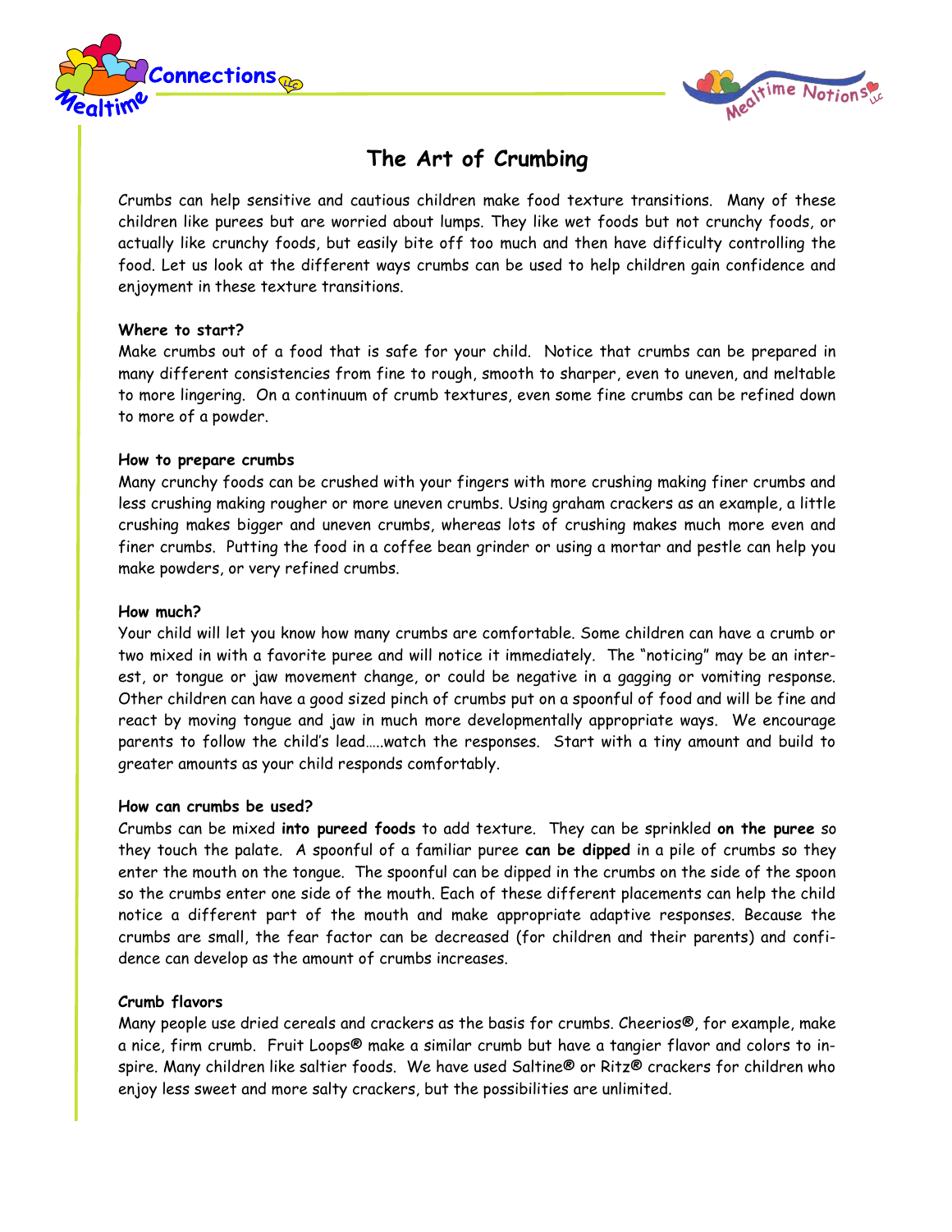# The Art of Crumbing

Crumbs can help sensitive and cautious children make food texture transitions. Many of these children like purees but are worried about lumps. They like wet foods but not crunchy foods, or actually like crunchy foods, but easily bite off too much and then have difficulty controlling the food. Let us look at the different ways crumbs can be used to help children gain confidence and enjoyment in these texture transitions.

**Where to start?**

Make crumbs out of a food that is safe for your child. Notice that crumbs can be prepared in many different consistencies from fine to rough, smooth to sharper, even to uneven, and meltable to more lingering. On a continuum of crumb textures, even some fine crumbs can be refined down to more of a powder.

**How to prepare crumbs**

Many crunchy foods can be crushed with your fingers with more crushing making finer crumbs and less crushing making rougher or more uneven crumbs. Using graham crackers as an example, a little crushing makes bigger and uneven crumbs, whereas lots of crushing makes much more even and finer crumbs. Putting the food in a coffee bean grinder or using a mortar and pestle can help you make powders, or very refined crumbs.

**How much?**

Your child will let you know how many crumbs are comfortable. Some children can have a crumb or two mixed in with a favorite puree and will notice it immediately. The "noticing" may be an interest, or tongue or jaw movement change, or could be negative in a gagging or vomiting response. Other children can have a good sized pinch of crumbs put on a spoonful of food and will be fine and react by moving tongue and jaw in much more developmentally appropriate ways. We encourage parents to follow the child's lead…..watch the responses. Start with a tiny amount and build to greater amounts as your child responds comfortably.

**How can crumbs be used?**

Crumbs can be mixed **into pureed foods** to add texture. They can be sprinkled **on the puree** so they touch the palate. A spoonful of a familiar puree **can be dipped** in a pile of crumbs so they enter the mouth on the tongue. The spoonful can be dipped in the crumbs on the side of the spoon so the crumbs enter one side of the mouth. Each of these different placements can help the child notice a different part of the mouth and make appropriate adaptive responses. Because the crumbs are small, the fear factor can be decreased (for children and their parents) and confidence can develop as the amount of crumbs increases.

**Crumb flavors**

Many people use dried cereals and crackers as the basis for crumbs. Cheerios®, for example, make a nice, firm crumb. Fruit Loops® make a similar crumb but have a tangier flavor and colors to inspire. Many children like saltier foods. We have used Saltine® or Ritz® crackers for children who enjoy less sweet and more salty crackers, but the possibilities are unlimited.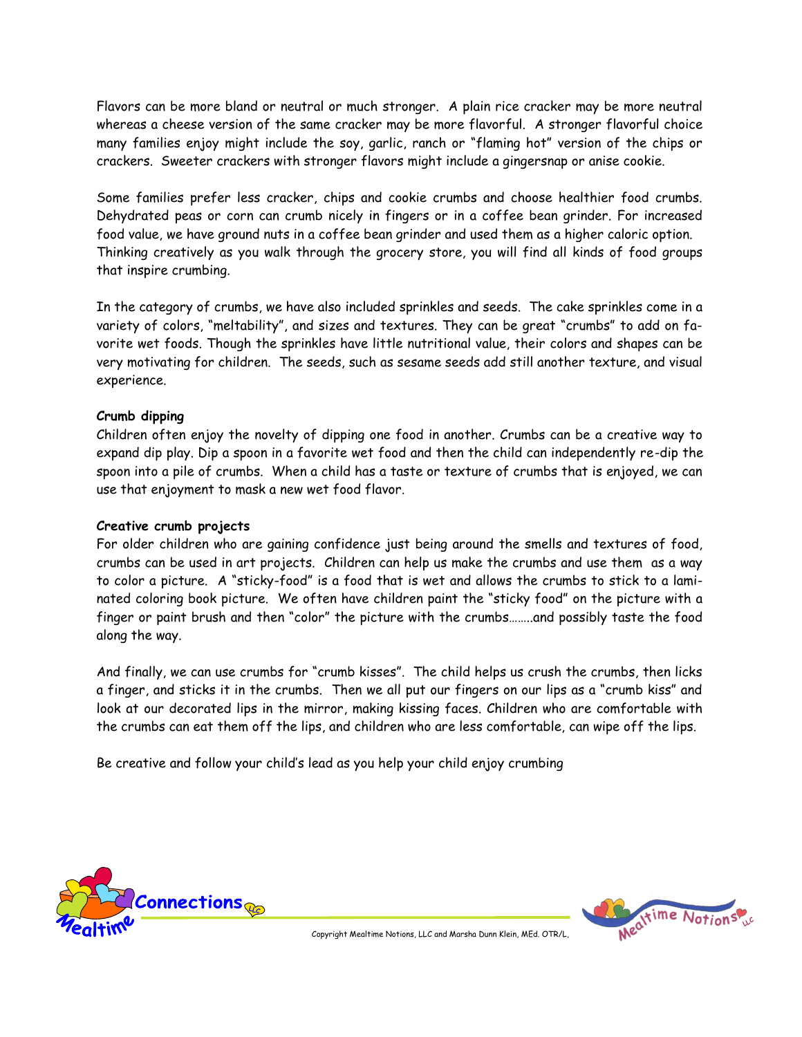Flavors can be more bland or neutral or much stronger. A plain rice cracker may be more neutral whereas a cheese version of the same cracker may be more flavorful. A stronger flavorful choice many families enjoy might include the soy, garlic, ranch or "flaming hot" version of the chips or crackers. Sweeter crackers with stronger flavors might include a gingersnap or anise cookie.

Some families prefer less cracker, chips and cookie crumbs and choose healthier food crumbs. Dehydrated peas or corn can crumb nicely in fingers or in a coffee bean grinder. For increased food value, we have ground nuts in a coffee bean grinder and used them as a higher caloric option. Thinking creatively as you walk through the grocery store, you will find all kinds of food groups that inspire crumbing.

In the category of crumbs, we have also included sprinkles and seeds. The cake sprinkles come in a variety of colors, "meltability", and sizes and textures. They can be great "crumbs" to add on favorite wet foods. Though the sprinkles have little nutritional value, their colors and shapes can be very motivating for children. The seeds, such as sesame seeds add still another texture, and visual experience.

**Crumb dipping**

Children often enjoy the novelty of dipping one food in another. Crumbs can be a creative way to expand dip play. Dip a spoon in a favorite wet food and then the child can independently re-dip the spoon into a pile of crumbs. When a child has a taste or texture of crumbs that is enjoyed, we can use that enjoyment to mask a new wet food flavor.

**Creative crumb projects**

For older children who are gaining confidence just being around the smells and textures of food, crumbs can be used in art projects. Children can help us make the crumbs and use them as a way to color a picture. A "sticky-food" is a food that is wet and allows the crumbs to stick to a laminated coloring book picture. We often have children paint the "sticky food" on the picture with a finger or paint brush and then "color" the picture with the crumbs……..and possibly taste the food along the way.

And finally, we can use crumbs for "crumb kisses". The child helps us crush the crumbs, then licks a finger, and sticks it in the crumbs. Then we all put our fingers on our lips as a "crumb kiss" and look at our decorated lips in the mirror, making kissing faces. Children who are comfortable with the crumbs can eat them off the lips, and children who are less comfortable, can wipe off the lips.

Be creative and follow your child's lead as you help your child enjoy crumbing

Copyright Mealtime Notions, LLC and Marsha Dunn Klein, MEd. OTR/L,